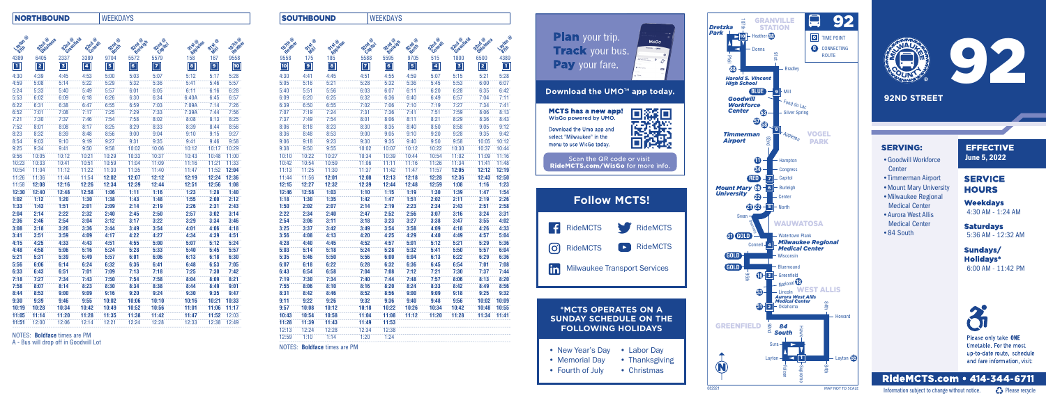# 92 — 92ND STREET

## NORTHBOUND — WEEKDAYS

| Layton @ 84th | 92nd @ Oklahoma | 92nd @ Greenfield | 92nd @ Connell | 92nd @ North | 92nd @ Burleigh | 92nd @ Capitol | 91st @ Appleton | 91st @ Mill | 107th @ Heather |
|---|---|---|---|---|---|---|---|---|---|
| 4389 | 6405 | 2337 | 3398 | 9704 | 5572 | 5579 | 158 | 167 | 9558 |
| 1 | 2 | 3 | 4 | 5 | 6 | 7 | 8 | 9 | 10 |
| 4:30 | 4:39 | 4:45 | 4:53 | 5:00 | 5:03 | 5:07 | 5:12 | 5:17 | 5:28 |
| 4:59 | 5:08 | 5:14 | 5:22 | 5:29 | 5:32 | 5:36 | 5:41 | 5:46 | 5:57 |
| 5:24 | 5:33 | 5:40 | 5:49 | 5:57 | 6:01 | 6:05 | 6:11 | 6:16 | 6:28 |
| 5:53 | 6:02 | 6:09 | 6:18 | 6:26 | 6:30 | 6:34 | 6:40A | 6:45 | 6:57 |
| 6:22 | 6:31 | 6:38 | 6:47 | 6:55 | 6:59 | 7:03 | 7:09A | 7:14 | 7:26 |
| 6:52 | 7:01 | 7:08 | 7:17 | 7:25 | 7:29 | 7:33 | 7:39A | 7:44 | 7:56 |
| 7:21 | 7:30 | 7:37 | 7:46 | 7:54 | 7:58 | 8:02 | 8:08 | 8:13 | 8:25 |
| 7:52 | 8:01 | 8:08 | 8:17 | 8:25 | 8:29 | 8:33 | 8:39 | 8:44 | 8:56 |
| 8:23 | 8:32 | 8:39 | 8:48 | 8:56 | 9:00 | 9:04 | 9:10 | 9:15 | 9:27 |
| 8:54 | 9:03 | 9:10 | 9:19 | 9:27 | 9:31 | 9:35 | 9:41 | 9:46 | 9:58 |
| 9:25 | 9:34 | 9:41 | 9:50 | 9:58 | 10:02 | 10:06 | 10:12 | 10:17 | 10:29 |
| 9:56 | 10:05 | 10:12 | 10:21 | 10:29 | 10:33 | 10:37 | 10:43 | 10:48 | 11:00 |
| 10:23 | 10:33 | 10:41 | 10:51 | 10:59 | 11:04 | 11:09 | 11:16 | 11:21 | 11:33 |
| 10:54 | 11:04 | 11:12 | 11:22 | 11:30 | 11:35 | 11:40 | 11:47 | 11:52 | **12:04** |
| 11:26 | 11:36 | 11:44 | 11:54 | **12:02** | **12:07** | **12:12** | **12:19** | **12:24** | **12:36** |
| 11:58 | **12:08** | **12:16** | **12:26** | **12:34** | **12:39** | **12:44** | **12:51** | **12:56** | **1:08** |
| **12:30** | **12:40** | **12:48** | **12:58** | **1:06** | **1:11** | **1:16** | **1:23** | **1:28** | **1:40** |
| **1:02** | **1:12** | **1:20** | **1:30** | **1:38** | **1:43** | **1:48** | **1:55** | **2:00** | **2:12** |
| **1:33** | **1:43** | **1:51** | **2:01** | **2:09** | **2:14** | **2:19** | **2:26** | **2:31** | **2:43** |
| **2:04** | **2:14** | **2:22** | **2:32** | **2:40** | **2:45** | **2:50** | **2:57** | **3:02** | **3:14** |
| **2:36** | **2:46** | **2:54** | **3:04** | **3:12** | **3:17** | **3:22** | **3:29** | **3:34** | **3:46** |
| **3:08** | **3:18** | **3:26** | **3:36** | **3:44** | **3:49** | **3:54** | **4:01** | **4:06** | **4:18** |
| **3:41** | **3:51** | **3:59** | **4:09** | **4:17** | **4:22** | **4:27** | **4:34** | **4:39** | **4:51** |
| **4:15** | **4:25** | **4:33** | **4:43** | **4:51** | **4:55** | **5:00** | **5:07** | **5:12** | **5:24** |
| **4:48** | **4:58** | **5:06** | **5:16** | **5:24** | **5:28** | **5:33** | **5:40** | **5:45** | **5:57** |
| **5:21** | **5:31** | **5:39** | **5:49** | **5:57** | **6:01** | **6:06** | **6:13** | **6:18** | **6:30** |
| **5:56** | **6:06** | **6:14** | **6:24** | **6:32** | **6:36** | **6:41** | **6:48** | **6:53** | **7:05** |
| **6:33** | **6:43** | **6:51** | **7:01** | **7:09** | **7:13** | **7:18** | **7:25** | **7:30** | **7:42** |
| **7:18** | **7:27** | **7:34** | **7:43** | **7:50** | **7:54** | **7:58** | **8:04** | **8:09** | **8:21** |
| **7:58** | **8:07** | **8:14** | **8:23** | **8:30** | **8:34** | **8:38** | **8:44** | **8:49** | **9:01** |
| **8:44** | **8:53** | **9:00** | **9:09** | **9:16** | **9:20** | **9:24** | **9:30** | **9:35** | **9:47** |
| **9:30** | **9:39** | **9:46** | **9:55** | **10:02** | **10:06** | **10:10** | **10:16** | **10:21** | **10:33** |
| **10:19** | **10:28** | **10:34** | **10:42** | **10:49** | **10:52** | **10:56** | **11:01** | **11:06** | **11:17** |
| **11:05** | **11:14** | **11:20** | **11:28** | **11:35** | **11:38** | **11:42** | **11:47** | **11:52** | 12:03 |
| **11:51** | 12:00 | 12:06 | 12:14 | 12:21 | 12:24 | 12:28 | 12:33 | 12:38 | 12:49 |

NOTES: **Boldface** times are PM

A - Bus will drop off in Goodwill Lot

## SOUTHBOUND — WEEKDAYS

| 107th @ Heather | 91st @ Mill | 91st @ Appleton | 92nd @ Capitol | 92nd @ Burleigh | 92nd @ North | 92nd @ Connell | 92nd @ Greenfield | 92nd @ Oklahoma | Layton @ 84th |
|---|---|---|---|---|---|---|---|---|---|
| 9558 | 175 | 185 | 5588 | 5595 | 9705 | 515 | 1800 | 6500 | 4389 |
| 10 | 9 | 8 | 7 | 6 | 5 | 4 | 3 | 2 | 1 |
| 4:30 | 4:41 | 4:45 | 4:51 | 4:55 | 4:59 | 5:07 | 5:15 | 5:21 | 5:28 |
| 5:05 | 5:16 | 5:21 | 5:28 | 5:32 | 5:36 | 5:45 | 5:53 | 6:00 | 6:07 |
| 5:40 | 5:51 | 5:56 | 6:03 | 6:07 | 6:11 | 6:20 | 6:28 | 6:35 | 6:42 |
| 6:09 | 6:20 | 6:25 | 6:32 | 6:36 | 6:40 | 6:49 | 6:57 | 7:04 | 7:11 |
| 6:39 | 6:50 | 6:55 | 7:02 | 7:06 | 7:10 | 7:19 | 7:27 | 7:34 | 7:41 |
| 7:07 | 7:19 | 7:24 | 7:31 | 7:36 | 7:41 | 7:51 | 7:59 | 8:06 | 8:13 |
| 7:37 | 7:49 | 7:54 | 8:01 | 8:06 | 8:11 | 8:21 | 8:29 | 8:36 | 8:43 |
| 8:06 | 8:18 | 8:23 | 8:30 | 8:35 | 8:40 | 8:50 | 8:58 | 9:05 | 9:12 |
| 8:36 | 8:48 | 8:53 | 9:00 | 9:05 | 9:10 | 9:20 | 9:28 | 9:35 | 9:42 |
| 9:06 | 9:18 | 9:23 | 9:30 | 9:35 | 9:40 | 9:50 | 9:58 | 10:05 | 10:12 |
| 9:38 | 9:50 | 9:55 | 10:02 | 10:07 | 10:12 | 10:22 | 10:30 | 10:37 | 10:44 |
| 10:10 | 10:22 | 10:27 | 10:34 | 10:39 | 10:44 | 10:54 | 11:02 | 11:09 | 11:16 |
| 10:42 | 10:54 | 10:59 | 11:06 | 11:11 | 11:16 | 11:26 | 11:34 | 11:41 | 11:48 |
| 11:13 | 11:25 | 11:30 | 11:37 | 11:42 | 11:47 | 11:57 | **12:05** | **12:12** | **12:19** |
| 11:44 | 11:56 | **12:01** | **12:08** | **12:13** | **12:18** | **12:28** | **12:36** | **12:43** | **12:50** |
| **12:15** | **12:27** | **12:32** | **12:39** | **12:44** | **12:48** | **12:59** | **1:08** | **1:16** | **1:23** |
| **12:46** | **12:58** | **1:03** | **1:10** | **1:15** | **1:19** | **1:30** | **1:39** | **1:47** | **1:54** |
| **1:18** | **1:30** | **1:35** | **1:42** | **1:47** | **1:51** | **2:02** | **2:11** | **2:19** | **2:26** |
| **1:50** | **2:02** | **2:07** | **2:14** | **2:19** | **2:23** | **2:34** | **2:43** | **2:51** | **2:58** |
| **2:22** | **2:34** | **2:40** | **2:47** | **2:52** | **2:56** | **3:07** | **3:16** | **3:24** | **3:31** |
| **2:54** | **3:06** | **3:11** | **3:18** | **3:23** | **3:27** | **3:38** | **3:47** | **3:55** | **4:02** |
| **3:25** | **3:37** | **3:42** | **3:49** | **3:54** | **3:58** | **4:09** | **4:18** | **4:26** | **4:33** |
| **3:56** | **4:08** | **4:13** | **4:20** | **4:25** | **4:29** | **4:40** | **4:49** | **4:57** | **5:04** |
| **4:28** | **4:40** | **4:45** | **4:52** | **4:57** | **5:01** | **5:12** | **5:21** | **5:29** | **5:36** |
| **5:03** | **5:14** | **5:18** | **5:24** | **5:28** | **5:32** | **5:41** | **5:50** | **5:57** | **6:04** |
| **5:35** | **5:46** | **5:50** | **5:56** | **6:00** | **6:04** | **6:13** | **6:22** | **6:29** | **6:36** |
| **6:07** | **6:18** | **6:22** | **6:28** | **6:32** | **6:36** | **6:45** | **6:54** | **7:01** | **7:08** |
| **6:43** | **6:54** | **6:58** | **7:04** | **7:08** | **7:12** | **7:21** | **7:30** | **7:37** | **7:44** |
| **7:19** | **7:30** | **7:34** | **7:40** | **7:44** | **7:48** | **7:57** | **8:06** | **8:13** | **8:20** |
| **7:55** | **8:06** | **8:10** | **8:16** | **8:20** | **8:24** | **8:33** | **8:42** | **8:49** | **8:56** |
| **8:31** | **8:42** | **8:46** | **8:52** | **8:56** | **9:00** | **9:09** | **9:18** | **9:25** | **9:32** |
| **9:07** | **9:18** | **9:22** | **9:26** | **9:32** | **9:36** | **9:40** | **9:56** | **10:02** | **10:09** |
| **9:57** | **10:06** | **10:12** | **10:18** | **10:22** | **10:26** | **10:34** | **10:42** | **10:48** | **10:55** |
| **10:43** | **10:54** | **10:58** | **11:04** | **11:08** | **11:12** | **11:20** | **11:28** | **11:34** | **11:41** |
| **11:28** | **11:39** | **11:43** | **11:49** | **11:53** | | | | | |
| 12:13 | 12:24 | 12:28 | 12:34 | 12:38 | | | | | |
| 12:59 | 1:10 | 1:14 | 1:20 | 1:24 | | | | | |

NOTES: **Boldface** times are PM

**Plan** your trip. **Track** your bus. **Pay** your fare.

Download the UMO™ app today.

**MCTS has a new app!** WisGo powered by UMO.

Download the Umo app and select "Milwaukee" in the menu to use WisGo today.

Scan the QR code or visit RideMCTS.com/WisGo for more info.

## Follow MCTS!

- RideMCTS (Facebook)
- RideMCTS (Twitter)
- RideMCTS (Instagram)
- RideMCTS (YouTube)
- Milwaukee Transport Services (LinkedIn)

## *MCTS OPERATES ON A SUNDAY SCHEDULE ON THE FOLLOWING HOLIDAYS

- New Year's Day
- Memorial Day
- Fourth of July
- Labor Day
- Thanksgiving
- Christmas

## SERVING:

- Goodwill Workforce Center
- Timmerman Airport
- Mount Mary University
- Milwaukee Regional Medical Center
- Aurora West Allis Medical Center
- 84 South

## EFFECTIVE

June 5, 2022

## SERVICE HOURS

**Weekdays**
4:30 AM - 1:24 AM

**Saturdays**
5:36 AM - 12:32 AM

**Sundays/Holidays***
6:00 AM - 11:42 PM

Please only take **ONE** timetable. For the most up-to-date route, schedule and fare information, visit:

**RideMCTS.com • 414-344-6711**

Information subject to change without notice. Please recycle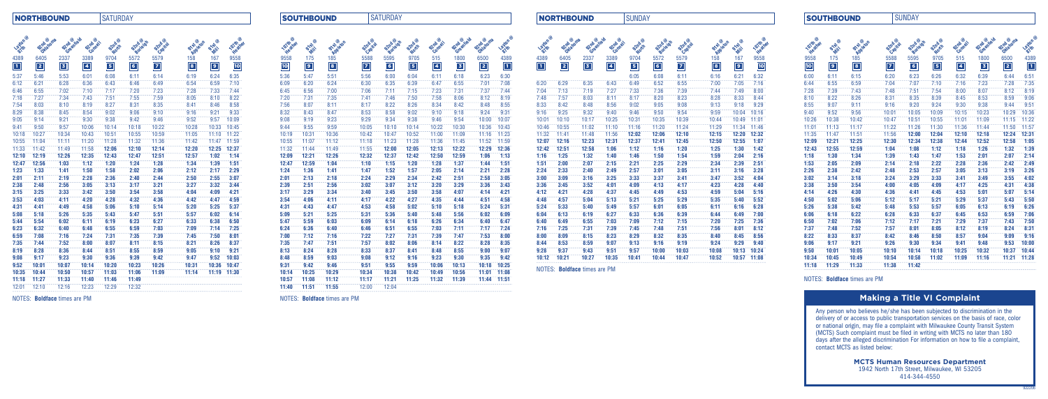## NORTHBOUND — SATURDAY

| Layton @ 27th (1) | 92nd @ Oklahoma (2) | 92nd @ Greenfield (3) | 92nd @ Capitol (4) | 92nd @ North (5) | 92nd @ Burleigh (6) | 92nd @ Capitol (7) | 91st @ Appleton (8) | 91st @ Mill (9) | 107th @ Heather (10) |
|---|---|---|---|---|---|---|---|---|---|
| 4389 | 6405 | 2337 | 3389 | 9704 | 5572 | 5579 | 158 | 167 | 9558 |
| 5:37 | 5:46 | 5:53 | 6:01 | 6:08 | 6:11 | 6:14 | 6:19 | 6:24 | 6:35 |
| 6:12 | 6:21 | 6:28 | 6:36 | 6:43 | 6:46 | 6:49 | 6:54 | 6:59 | 7:10 |
| 6:46 | 6:55 | 7:02 | 7:10 | 7:17 | 7:20 | 7:23 | 7:28 | 7:33 | 7:44 |
| 7:18 | 7:27 | 7:34 | 7:43 | 7:51 | 7:55 | 7:59 | 8:05 | 8:10 | 8:22 |
| 7:54 | 8:03 | 8:10 | 8:19 | 8:27 | 8:31 | 8:35 | 8:41 | 8:46 | 8:58 |
| 8:29 | 8:38 | 8:45 | 8:54 | 9:02 | 9:06 | 9:10 | 9:16 | 9:21 | 9:33 |
| 9:05 | 9:14 | 9:21 | 9:30 | 9:38 | 9:42 | 9:46 | 9:52 | 9:57 | 10:09 |
| 9:41 | 9:50 | 9:57 | 10:06 | 10:14 | 10:18 | 10:22 | 10:28 | 10:33 | 10:45 |
| 10:18 | 10:27 | 10:34 | 10:43 | 10:51 | 10:55 | 10:59 | 11:05 | 11:10 | 11:22 |
| 10:55 | 11:04 | 11:11 | 11:20 | 11:28 | 11:32 | 11:36 | 11:42 | 11:47 | 11:59 |
| 11:33 | 11:42 | 11:49 | 11:58 | **12:06** | **12:10** | **12:14** | **12:20** | **12:25** | **12:37** |
| **12:10** | **12:19** | **12:26** | **12:35** | **12:43** | **12:47** | **12:51** | **12:57** | **1:02** | **1:14** |
| **12:47** | **12:56** | **1:03** | **1:12** | **1:20** | **1:24** | **1:28** | **1:34** | **1:39** | **1:51** |
| **1:23** | **1:33** | **1:41** | **1:50** | **1:58** | **2:02** | **2:06** | **2:12** | **2:17** | **2:29** |
| **2:01** | **2:11** | **2:19** | **2:28** | **2:36** | **2:40** | **2:44** | **2:50** | **2:55** | **3:07** |
| **2:38** | **2:48** | **2:56** | **3:05** | **3:13** | **3:17** | **3:21** | **3:27** | **3:32** | **3:44** |
| **3:15** | **3:25** | **3:33** | **3:42** | **3:50** | **3:54** | **3:58** | **4:04** | **4:09** | **4:21** |
| **3:53** | **4:03** | **4:11** | **4:20** | **4:28** | **4:32** | **4:36** | **4:42** | **4:47** | **4:59** |
| **4:31** | **4:41** | **4:49** | **4:58** | **5:06** | **5:10** | **5:14** | **5:20** | **5:25** | **5:37** |
| **5:08** | **5:18** | **5:26** | **5:35** | **5:43** | **5:47** | **5:51** | **5:57** | **6:02** | **6:14** |
| **5:44** | **5:54** | **6:02** | **6:11** | **6:19** | **6:23** | **6:27** | **6:33** | **6:38** | **6:50** |
| **6:23** | **6:32** | **6:40** | **6:48** | **6:55** | **6:59** | **7:03** | **7:09** | **7:14** | **7:25** |
| **6:59** | **7:08** | **7:16** | **7:24** | **7:31** | **7:35** | **7:39** | **7:45** | **7:50** | **8:01** |
| **7:35** | **7:44** | **7:52** | **8:00** | **8:07** | **8:11** | **8:15** | **8:21** | **8:26** | **8:37** |
| **8:19** | **8:28** | **8:36** | **8:44** | **8:51** | **8:55** | **8:59** | **9:05** | **9:10** | **9:21** |
| **9:08** | **9:17** | **9:23** | **9:30** | **9:36** | **9:39** | **9:42** | **9:47** | **9:52** | **10:03** |
| **9:52** | **10:01** | **10:07** | **10:14** | **10:20** | **10:23** | **10:26** | **10:31** | **10:36** | **10:47** |
| **10:35** | **10:44** | **10:50** | **10:57** | **11:03** | **11:06** | **11:09** | **11:14** | **11:19** | **11:30** |
| **11:18** | **11:27** | **11:32** | **11:39** | **11:43** | **11:46** | **11:49** | | | |
| 12:01 | 12:10 | 12:16 | 12:23 | 12:29 | 12:32 | | | | |

NOTES: **Boldface** times are PM

## SOUTHBOUND — SATURDAY

| 107th @ Heather (10) | 91st @ Mill (9) | 91st @ Appleton (8) | 92nd @ Capitol (7) | 92nd @ Burleigh (6) | 92nd @ North (5) | 92nd @ Capitol (4) | 92nd @ Greenfield (3) | 92nd @ Oklahoma (2) | Layton @ 27th (1) |
|---|---|---|---|---|---|---|---|---|---|
| 9558 | 175 | 185 | 5588 | 5595 | 9705 | 515 | 1800 | 6500 | 4389 |
| 5:36 | 5:47 | 5:51 | 5:56 | 6:00 | 6:04 | 6:11 | 6:18 | 6:23 | 6:30 |
| 6:09 | 6:20 | 6:24 | 6:30 | 6:35 | 6:39 | 6:47 | 6:55 | 7:01 | 7:08 |
| 6:45 | 6:56 | 7:00 | 7:06 | 7:11 | 7:15 | 7:23 | 7:31 | 7:37 | 7:44 |
| 7:20 | 7:31 | 7:35 | 7:41 | 7:46 | 7:50 | 7:58 | 8:06 | 8:12 | 8:19 |
| 7:56 | 8:07 | 8:11 | 8:17 | 8:22 | 8:26 | 8:34 | 8:42 | 8:48 | 8:55 |
| 8:32 | 8:43 | 8:47 | 8:53 | 8:58 | 9:02 | 9:10 | 9:18 | 9:24 | 9:31 |
| 9:08 | 9:19 | 9:23 | 9:29 | 9:34 | 9:38 | 9:46 | 9:54 | 10:00 | 10:07 |
| 9:44 | 9:55 | 9:59 | 10:05 | 10:10 | 10:14 | 10:22 | 10:30 | 10:36 | 10:43 |
| 10:19 | 10:31 | 10:36 | 10:42 | 10:47 | 10:52 | 11:00 | 11:09 | 11:16 | 11:23 |
| 10:55 | 11:07 | 11:12 | 11:18 | 11:23 | 11:28 | 11:36 | 11:45 | 11:52 | 11:59 |
| 11:32 | 11:44 | 11:49 | 11:55 | **12:00** | **12:05** | **12:13** | **12:22** | **12:29** | **12:36** |
| **12:09** | **12:21** | **12:26** | **12:32** | **12:37** | **12:42** | **12:50** | **12:59** | **1:06** | **1:13** |
| **12:47** | **12:59** | **1:04** | **1:10** | **1:15** | **1:20** | **1:28** | **1:37** | **1:44** | **1:51** |
| **1:24** | **1:36** | **1:41** | **1:47** | **1:52** | **1:57** | **2:05** | **2:14** | **2:21** | **2:28** |
| **2:01** | **2:13** | **2:18** | **2:24** | **2:29** | **2:34** | **2:42** | **2:51** | **2:58** | **3:05** |
| **2:39** | **2:51** | **2:56** | **3:02** | **3:07** | **3:12** | **3:20** | **3:29** | **3:36** | **3:43** |
| **3:17** | **3:29** | **3:34** | **3:40** | **3:45** | **3:50** | **3:58** | **4:07** | **4:14** | **4:21** |
| **3:54** | **4:06** | **4:11** | **4:17** | **4:22** | **4:27** | **4:35** | **4:44** | **4:51** | **4:58** |
| **4:31** | **4:43** | **4:47** | **4:53** | **4:58** | **5:02** | **5:10** | **5:18** | **5:24** | **5:31** |
| **5:09** | **5:21** | **5:25** | **5:31** | **5:36** | **5:40** | **5:48** | **5:56** | **6:02** | **6:09** |
| **5:47** | **5:59** | **6:03** | **6:09** | **6:14** | **6:18** | **6:26** | **6:34** | **6:40** | **6:47** |
| **6:24** | **6:36** | **6:40** | **6:46** | **6:51** | **6:55** | **7:03** | **7:11** | **7:17** | **7:24** |
| **7:00** | **7:12** | **7:16** | **7:22** | **7:27** | **7:31** | **7:39** | **7:47** | **7:53** | **8:00** |
| **7:35** | **7:47** | **7:51** | **7:57** | **8:02** | **8:06** | **8:14** | **8:22** | **8:28** | **8:35** |
| **8:13** | **8:24** | **8:28** | **8:33** | **8:37** | **8:41** | **8:48** | **8:55** | **9:00** | **9:07** |
| **8:48** | **8:59** | **9:03** | **9:08** | **9:12** | **9:16** | **9:23** | **9:30** | **9:35** | **9:42** |
| **9:31** | **9:42** | **9:46** | **9:51** | **9:55** | **9:59** | **10:06** | **10:13** | **10:18** | **10:25** |
| **10:14** | **10:25** | **10:29** | **10:34** | **10:38** | **10:42** | **10:49** | **10:56** | **11:01** | **11:08** |
| **10:57** | **11:08** | **11:12** | **11:17** | **11:21** | **11:25** | **11:32** | **11:39** | **11:44** | **11:51** |
| **11:40** | **11:51** | **11:55** | 12:00 | 12:04 | | | | | |

NOTES: **Boldface** times are PM

## NORTHBOUND — SUNDAY

| Layton @ 27th (1) | 92nd @ Oklahoma (2) | 92nd @ Greenfield (3) | 92nd @ Capitol (4) | 92nd @ North (5) | 92nd @ Burleigh (6) | 92nd @ Capitol (7) | 91st @ Appleton (8) | 91st @ Mill (9) | 107th @ Heather (10) |
|---|---|---|---|---|---|---|---|---|---|
| 4389 | 6405 | 2337 | 3389 | 9704 | 5572 | 5579 | 158 | 167 | 9558 |
| | | | | 6:05 | 6:08 | 6:11 | 6:16 | 6:21 | 6:32 |
| 6:20 | 6:29 | 6:35 | 6:43 | 6:49 | 6:52 | 6:55 | 7:00 | 7:05 | 7:16 |
| 7:04 | 7:13 | 7:19 | 7:27 | 7:33 | 7:36 | 7:39 | 7:44 | 7:49 | 8:00 |
| 7:48 | 7:57 | 8:03 | 8:11 | 8:17 | 8:20 | 8:23 | 8:28 | 8:33 | 8:44 |
| 8:33 | 8:42 | 8:48 | 8:56 | 9:02 | 9:05 | 9:08 | 9:13 | 9:18 | 9:29 |
| 9:16 | 9:25 | 9:32 | 9:40 | 9:46 | 9:50 | 9:54 | 9:59 | 10:04 | 10:16 |
| 10:01 | 10:10 | 10:17 | 10:25 | 10:31 | 10:35 | 10:39 | 10:44 | 10:49 | 11:01 |
| 10:46 | 10:55 | 11:02 | 11:10 | 11:16 | 11:20 | 11:24 | 11:29 | 11:34 | 11:46 |
| 11:32 | 11:41 | 11:48 | 11:56 | **12:02** | **12:06** | **12:10** | **12:15** | **12:20** | **12:32** |
| **12:07** | **12:16** | **12:23** | **12:31** | **12:37** | **12:41** | **12:45** | **12:50** | **12:55** | **1:07** |
| **12:42** | **12:51** | **12:58** | **1:06** | **1:12** | **1:16** | **1:20** | **1:25** | **1:30** | **1:42** |
| **1:16** | **1:25** | **1:32** | **1:40** | **1:46** | **1:50** | **1:54** | **1:59** | **2:04** | **2:16** |
| **1:51** | **2:00** | **2:07** | **2:15** | **2:21** | **2:25** | **2:29** | **2:34** | **2:39** | **2:51** |
| **2:24** | **2:33** | **2:40** | **2:49** | **2:57** | **3:01** | **3:05** | **3:11** | **3:16** | **3:28** |
| **3:00** | **3:09** | **3:16** | **3:25** | **3:33** | **3:37** | **3:41** | **3:47** | **3:52** | **4:04** |
| **3:36** | **3:45** | **3:52** | **4:01** | **4:09** | **4:13** | **4:17** | **4:23** | **4:28** | **4:40** |
| **4:12** | **4:21** | **4:28** | **4:37** | **4:45** | **4:49** | **4:53** | **4:59** | **5:04** | **5:16** |
| **4:48** | **4:57** | **5:04** | **5:13** | **5:21** | **5:25** | **5:29** | **5:35** | **5:40** | **5:52** |
| **5:24** | **5:33** | **5:40** | **5:49** | **5:57** | **6:01** | **6:05** | **6:11** | **6:16** | **6:28** |
| **6:04** | **6:13** | **6:19** | **6:27** | **6:33** | **6:36** | **6:39** | **6:44** | **6:49** | **7:00** |
| **6:40** | **6:49** | **6:55** | **7:03** | **7:09** | **7:12** | **7:15** | **7:20** | **7:25** | **7:36** |
| **7:16** | **7:25** | **7:31** | **7:39** | **7:45** | **7:48** | **7:51** | **7:56** | **8:01** | **8:12** |
| **8:00** | **8:09** | **8:15** | **8:23** | **8:29** | **8:32** | **8:35** | **8:40** | **8:45** | **8:56** |
| **8:44** | **8:53** | **8:59** | **9:07** | **9:13** | **9:16** | **9:19** | **9:24** | **9:29** | **9:40** |
| **9:26** | **9:37** | **9:43** | **9:51** | **9:57** | **10:00** | **10:03** | **10:08** | **10:13** | **10:24** |
| **10:12** | **10:21** | **10:27** | **10:35** | **10:41** | **10:44** | **10:47** | **10:52** | **10:57** | **11:08** |

NOTES: **Boldface** times are PM

## SOUTHBOUND — SUNDAY

| 107th @ Heather (10) | 91st @ Mill (9) | 91st @ Appleton (8) | 92nd @ Capitol (7) | 92nd @ Burleigh (6) | 92nd @ North (5) | 92nd @ Capitol (4) | 92nd @ Greenfield (3) | 92nd @ Oklahoma (2) | Layton @ 27th (1) |
|---|---|---|---|---|---|---|---|---|---|
| 9558 | 175 | 185 | 5588 | 5595 | 9705 | 515 | 1800 | 6500 | 4389 |
| 6:00 | 6:11 | 6:15 | 6:20 | 6:23 | 6:26 | 6:32 | 6:39 | 6:44 | 6:51 |
| 6:44 | 6:55 | 6:59 | 7:04 | 7:07 | 7:10 | 7:16 | 7:23 | 7:28 | 7:35 |
| 7:28 | 7:39 | 7:43 | 7:48 | 7:51 | 7:54 | 8:00 | 8:07 | 8:12 | 8:19 |
| 8:10 | 8:22 | 8:26 | 8:31 | 8:35 | 8:39 | 8:45 | 8:53 | 8:59 | 9:06 |
| 8:55 | 9:07 | 9:11 | 9:16 | 9:20 | 9:24 | 9:30 | 9:38 | 9:44 | 9:51 |
| 9:40 | 9:52 | 9:56 | 10:01 | 10:05 | 10:09 | 10:15 | 10:23 | 10:29 | 10:36 |
| 10:26 | 10:38 | 10:42 | 10:47 | 10:51 | 10:55 | 11:01 | 11:09 | 11:15 | 11:22 |
| 11:01 | 11:13 | 11:17 | 11:22 | 11:26 | 11:30 | 11:36 | 11:44 | 11:50 | 11:57 |
| 11:35 | 11:47 | 11:51 | 11:56 | **12:00** | **12:04** | **12:10** | **12:18** | **12:24** | **12:31** |
| **12:09** | **12:21** | **12:25** | **12:30** | **12:34** | **12:38** | **12:44** | **12:52** | **12:58** | **1:05** |
| **12:43** | **12:55** | **12:59** | **1:04** | **1:08** | **1:12** | **1:18** | **1:26** | **1:32** | **1:39** |
| **1:18** | **1:30** | **1:34** | **1:39** | **1:43** | **1:47** | **1:53** | **2:01** | **2:07** | **2:14** |
| **1:53** | **2:05** | **2:09** | **2:14** | **2:18** | **2:22** | **2:28** | **2:36** | **2:42** | **2:49** |
| **2:26** | **2:38** | **2:42** | **2:48** | **2:53** | **2:57** | **3:05** | **3:13** | **3:19** | **3:26** |
| **3:02** | **3:14** | **3:18** | **3:24** | **3:29** | **3:33** | **3:41** | **3:49** | **3:55** | **4:02** |
| **3:38** | **3:50** | **3:54** | **4:00** | **4:05** | **4:09** | **4:17** | **4:25** | **4:31** | **4:38** |
| **4:14** | **4:26** | **4:30** | **4:36** | **4:41** | **4:45** | **4:53** | **5:01** | **5:07** | **5:14** |
| **4:50** | **5:02** | **5:06** | **5:12** | **5:17** | **5:21** | **5:29** | **5:37** | **5:43** | **5:50** |
| **5:26** | **5:38** | **5:42** | **5:48** | **5:53** | **5:57** | **6:05** | **6:13** | **6:19** | **6:26** |
| **6:06** | **6:18** | **6:22** | **6:28** | **6:33** | **6:37** | **6:45** | **6:53** | **6:59** | **7:06** |
| **6:50** | **7:02** | **7:06** | **7:12** | **7:17** | **7:21** | **7:29** | **7:37** | **7:43** | **7:50** |
| **7:37** | **7:48** | **7:52** | **7:57** | **8:01** | **8:05** | **8:12** | **8:19** | **8:24** | **8:31** |
| **8:22** | **8:33** | **8:37** | **8:42** | **8:46** | **8:50** | **8:57** | **9:04** | **9:09** | **9:16** |
| **9:06** | **9:17** | **9:21** | **9:26** | **9:30** | **9:34** | **9:41** | **9:48** | **9:53** | **10:00** |
| **9:50** | **10:01** | **10:05** | **10:10** | **10:14** | **10:18** | **10:25** | **10:32** | **10:37** | **10:44** |
| **10:34** | **10:45** | **10:49** | **10:54** | **10:58** | **11:02** | **11:09** | **11:16** | **11:21** | **11:28** |
| **11:18** | **11:29** | **11:33** | **11:38** | **11:42** | | | | | |

NOTES: **Boldface** times are PM

## Making a Title VI Complaint

Any person who believes he/she has been subjected to discrimination in the delivery of or access to public transportation services on the basis of race, color or national origin, may file a complaint with Milwaukee County Transit System (MCTS) Such complaint must be filed in writing with MCTS no later than 180 days after the alleged discrimination For information on how to file a complaint, contact MCTS as listed below:

**MCTS Human Resources Department**
1942 North 17th Street, Milwaukee, WI 53205
414-344-4550